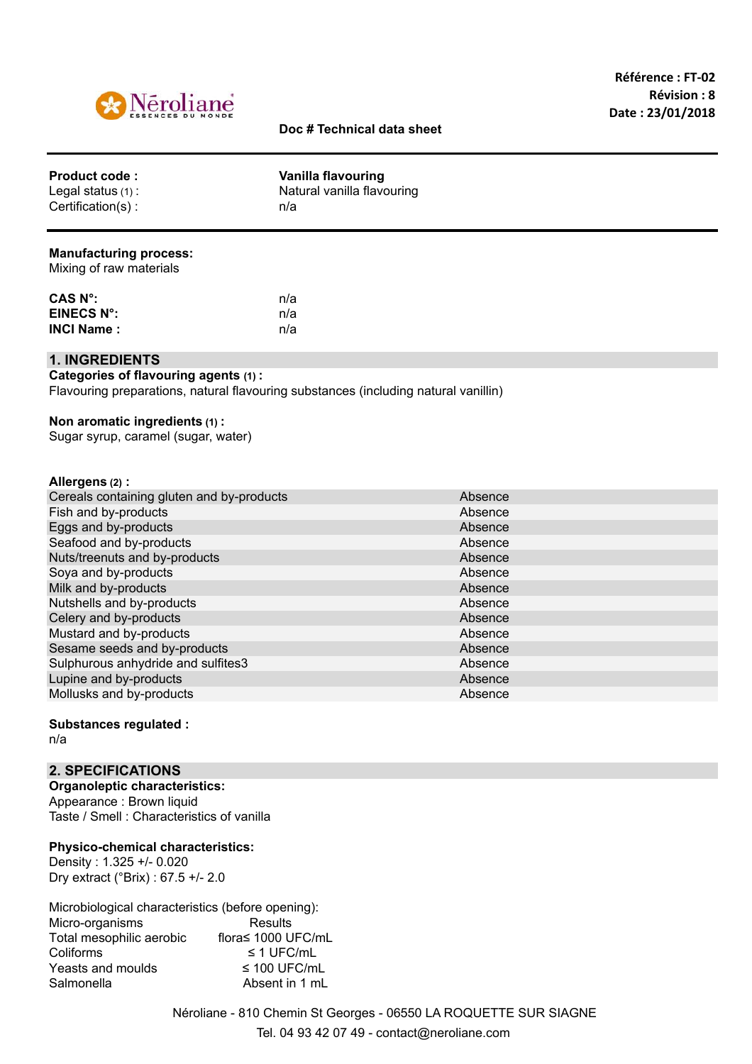Référence : FT-02
Révision : 8
Date : 23/01/2018

**Doc # Technical data sheet**

---

| | |
|---|---|
| **Product code :** | **Vanilla flavouring** |
| Legal status (1) : | Natural vanilla flavouring |
| Certification(s) : | n/a |

---

**Manufacturing process:**
Mixing of raw materials

| | |
|---|---|
| **CAS N°:** | n/a |
| **EINECS N°:** | n/a |
| **INCI Name :** | n/a |

## 1. INGREDIENTS

**Categories of flavouring agents (1) :**
Flavouring preparations, natural flavouring substances (including natural vanillin)

**Non aromatic ingredients (1) :**
Sugar syrup, caramel (sugar, water)

**Allergens (2) :**

| | |
|---|---|
| Cereals containing gluten and by-products | Absence |
| Fish and by-products | Absence |
| Eggs and by-products | Absence |
| Seafood and by-products | Absence |
| Nuts/treenuts and by-products | Absence |
| Soya and by-products | Absence |
| Milk and by-products | Absence |
| Nutshells and by-products | Absence |
| Celery and by-products | Absence |
| Mustard and by-products | Absence |
| Sesame seeds and by-products | Absence |
| Sulphurous anhydride and sulfites3 | Absence |
| Lupine and by-products | Absence |
| Mollusks and by-products | Absence |

**Substances regulated :**
n/a

## 2. SPECIFICATIONS

**Organoleptic characteristics:**
Appearance : Brown liquid
Taste / Smell : Characteristics of vanilla

**Physico-chemical characteristics:**
Density : 1.325 +/- 0.020
Dry extract (°Brix) : 67.5 +/- 2.0

Microbiological characteristics (before opening):

| Micro-organisms | Results |
|---|---|
| Total mesophilic aerobic | flora≤ 1000 UFC/mL |
| Coliforms | ≤ 1 UFC/mL |
| Yeasts and moulds | ≤ 100 UFC/mL |
| Salmonella | Absent in 1 mL |

Néroliane - 810 Chemin St Georges - 06550 LA ROQUETTE SUR SIAGNE
Tel. 04 93 42 07 49 - contact@neroliane.com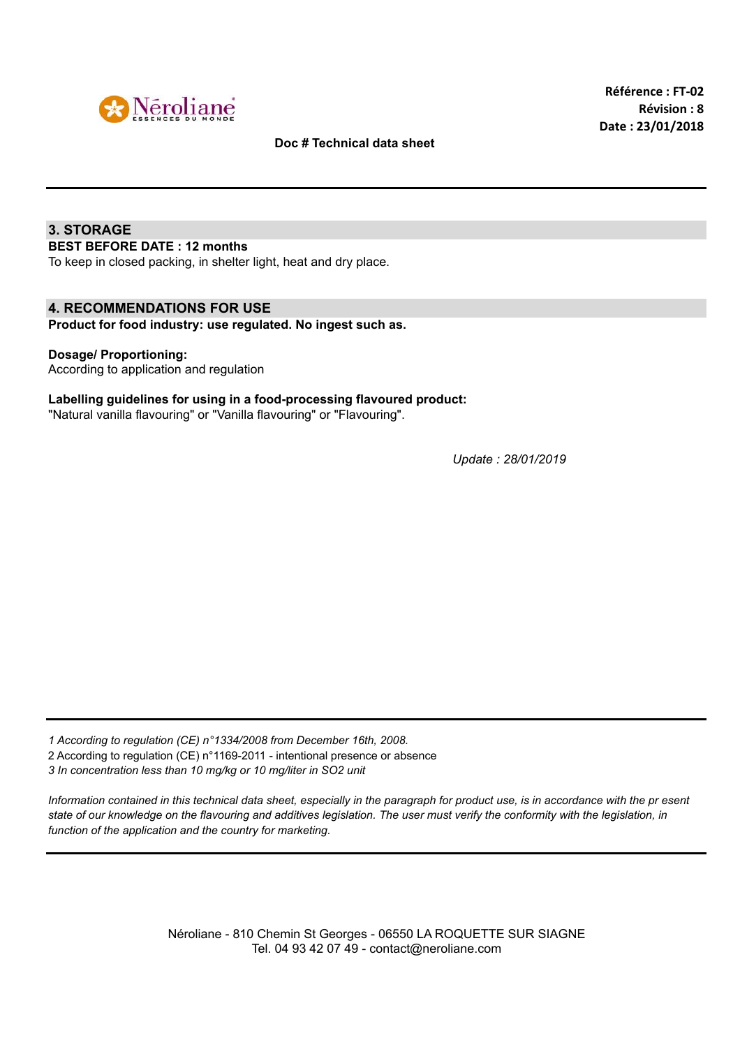## 3. STORAGE

**BEST BEFORE DATE : 12 months**

To keep in closed packing, in shelter light, heat and dry place.

## 4. RECOMMENDATIONS FOR USE

**Product for food industry: use regulated. No ingest such as.**

**Dosage/ Proportioning:**
According to application and regulation

**Labelling guidelines for using in a food-processing flavoured product:**
"Natural vanilla flavouring" or "Vanilla flavouring" or "Flavouring".

*Update : 28/01/2019*

---

*1 According to regulation (CE) n°1334/2008 from December 16th, 2008.*
2 According to regulation (CE) n°1169-2011 - intentional presence or absence
*3 In concentration less than 10 mg/kg or 10 mg/liter in SO2 unit*

*Information contained in this technical data sheet, especially in the paragraph for product use, is in accordance with the pr esent state of our knowledge on the flavouring and additives legislation. The user must verify the conformity with the legislation, in function of the application and the country for marketing.*